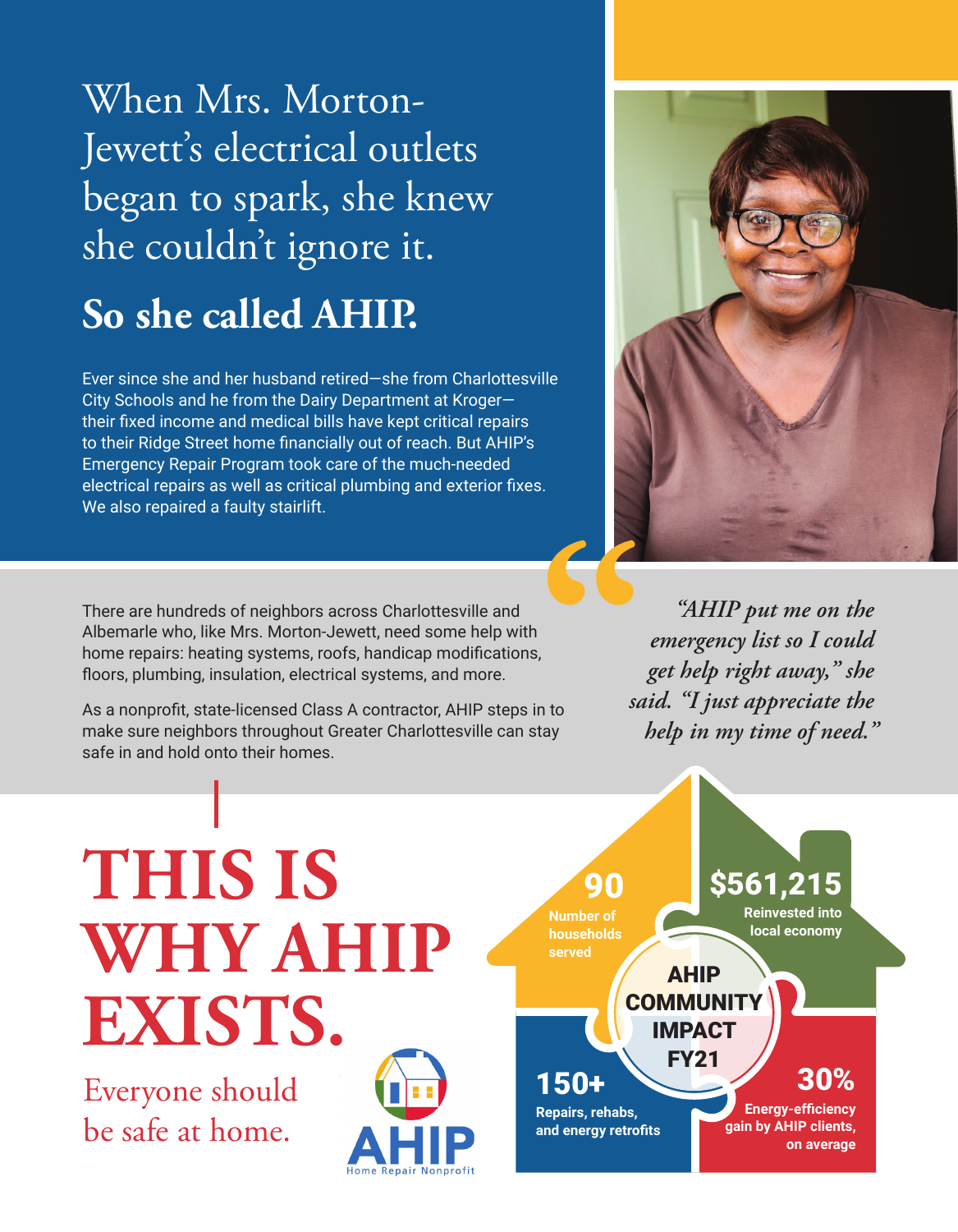# When Mrs. Morton-Jewett's electrical outlets began to spark, she knew she couldn't ignore it.

## So she called AHIP.

Ever since she and her husband retired—she from Charlottesville City Schools and he from the Dairy Department at Kroger—their fixed income and medical bills have kept critical repairs to their Ridge Street home financially out of reach. But AHIP's Emergency Repair Program took care of the much-needed electrical repairs as well as critical plumbing and exterior fixes. We also repaired a faulty stairlift.

There are hundreds of neighbors across Charlottesville and Albemarle who, like Mrs. Morton-Jewett, need some help with home repairs: heating systems, roofs, handicap modifications, floors, plumbing, insulation, electrical systems, and more.

As a nonprofit, state-licensed Class A contractor, AHIP steps in to make sure neighbors throughout Greater Charlottesville can stay safe in and hold onto their homes.

> *"AHIP put me on the emergency list so I could get help right away," she said. "I just appreciate the help in my time of need."*

# THIS IS WHY AHIP EXISTS.

Everyone should be safe at home.

AHIP
Home Repair Nonprofit

### AHIP COMMUNITY IMPACT FY21

- **90** Number of households served
- **$561,215** Reinvested into local economy
- **150+** Repairs, rehabs, and energy retrofits
- **30%** Energy-efficiency gain by AHIP clients, on average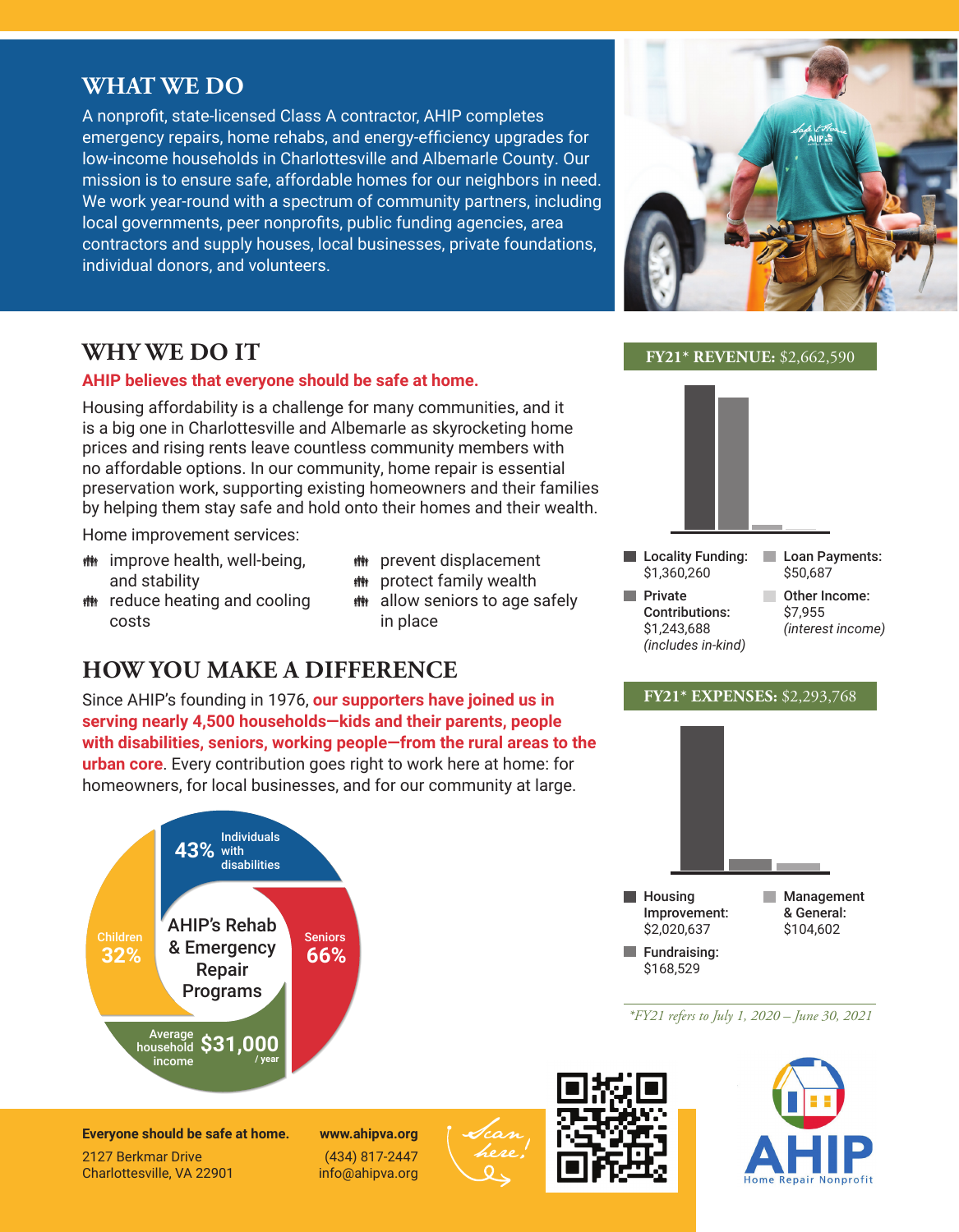## WHAT WE DO

A nonprofit, state-licensed Class A contractor, AHIP completes emergency repairs, home rehabs, and energy-efficiency upgrades for low-income households in Charlottesville and Albemarle County. Our mission is to ensure safe, affordable homes for our neighbors in need. We work year-round with a spectrum of community partners, including local governments, peer nonprofits, public funding agencies, area contractors and supply houses, local businesses, private foundations, individual donors, and volunteers.

## WHY WE DO IT

**AHIP believes that everyone should be safe at home.**

Housing affordability is a challenge for many communities, and it is a big one in Charlottesville and Albemarle as skyrocketing home prices and rising rents leave countless community members with no affordable options. In our community, home repair is essential preservation work, supporting existing homeowners and their families by helping them stay safe and hold onto their homes and their wealth.

Home improvement services:

- improve health, well-being, and stability
- reduce heating and cooling costs
- prevent displacement
- protect family wealth
- allow seniors to age safely in place

## HOW YOU MAKE A DIFFERENCE

Since AHIP's founding in 1976, **our supporters have joined us in serving nearly 4,500 households—kids and their parents, people with disabilities, seniors, working people—from the rural areas to the urban core**. Every contribution goes right to work here at home: for homeowners, for local businesses, and for our community at large.

AHIP's Rehab & Emergency Repair Programs

43% Individuals with disabilities

Seniors 66%

Children 32%

Average household income $31,000 / year

**FY21* REVENUE:** $2,662,590

Locality Funding: $1,360,260

Private Contributions: $1,243,688 *(includes in-kind)*

Loan Payments: $50,687

Other Income: $7,955 *(interest income)*

**FY21* EXPENSES:** $2,293,768

Housing Improvement: $2,020,637

Fundraising: $168,529

Management & General: $104,602

*\*FY21 refers to July 1, 2020 – June 30, 2021*

**Everyone should be safe at home.**
2127 Berkmar Drive
Charlottesville, VA 22901

**www.ahipva.org**
(434) 817-2447
info@ahipva.org

Scan here!

AHIP Home Repair Nonprofit